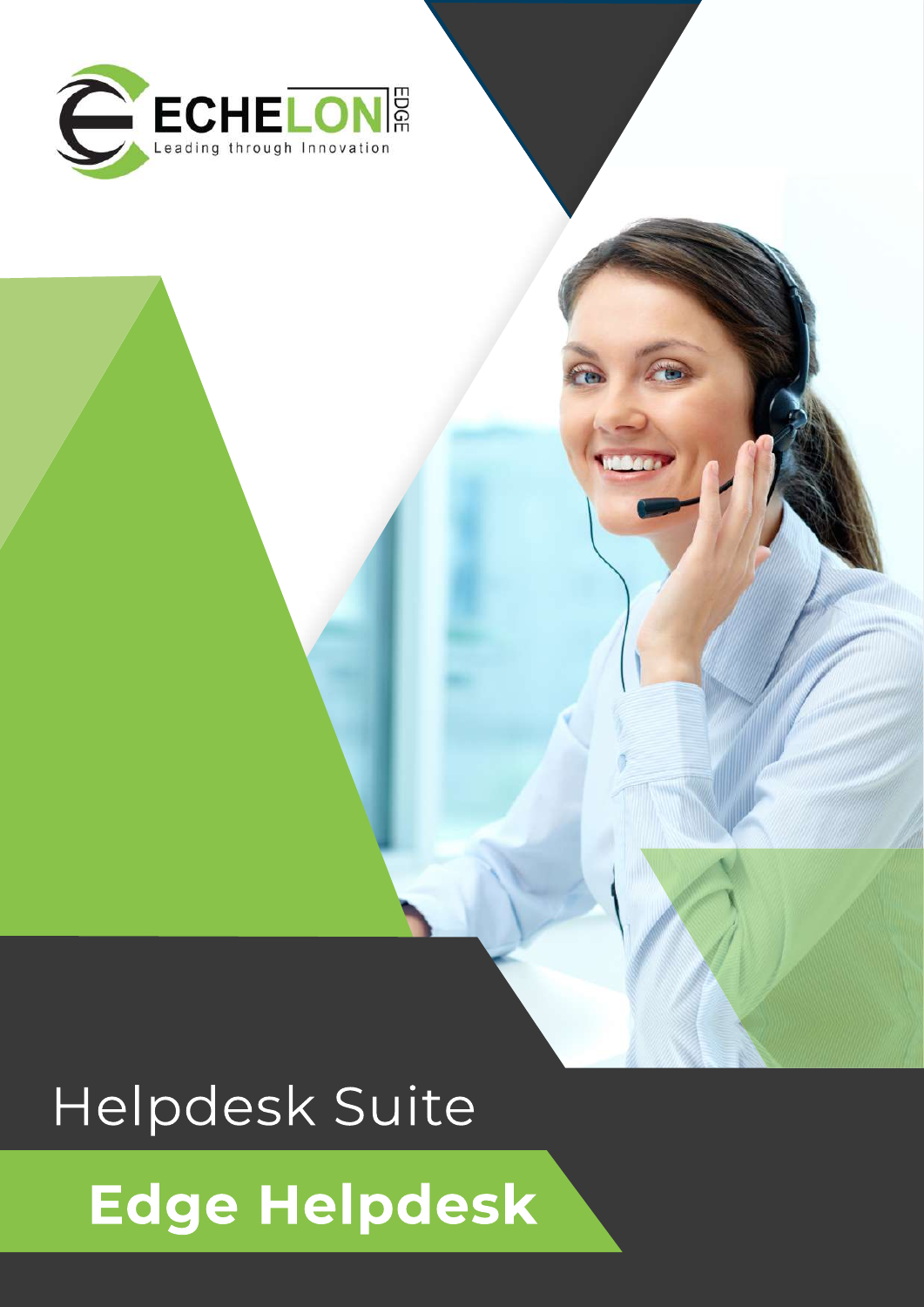ECHELON EDGE

Leading through Innovation

# Helpdesk Suite

## **Edge Helpdesk**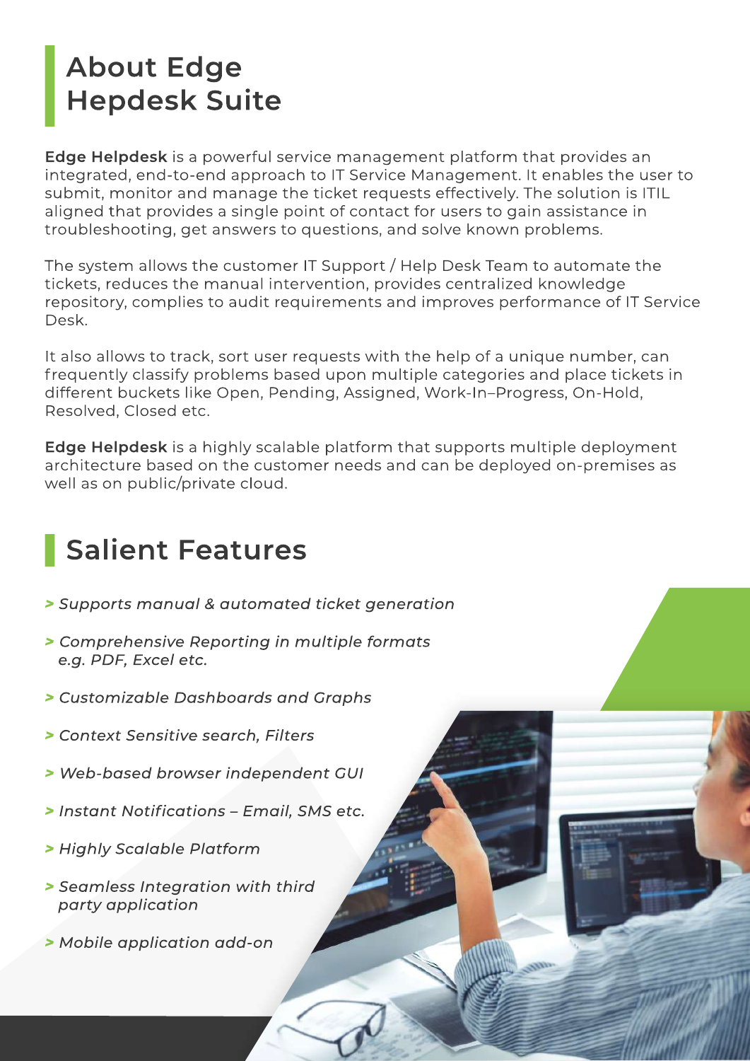# About Edge Hepdesk Suite

**Edge Helpdesk** is a powerful service management platform that provides an integrated, end-to-end approach to IT Service Management. It enables the user to submit, monitor and manage the ticket requests effectively. The solution is ITIL aligned that provides a single point of contact for users to gain assistance in troubleshooting, get answers to questions, and solve known problems.

The system allows the customer IT Support / Help Desk Team to automate the tickets, reduces the manual intervention, provides centralized knowledge repository, complies to audit requirements and improves performance of IT Service Desk.

It also allows to track, sort user requests with the help of a unique number, can frequently classify problems based upon multiple categories and place tickets in different buckets like Open, Pending, Assigned, Work-In–Progress, On-Hold, Resolved, Closed etc.

**Edge Helpdesk** is a highly scalable platform that supports multiple deployment architecture based on the customer needs and can be deployed on-premises as well as on public/private cloud.

# Salient Features

- *Supports manual & automated ticket generation*
- *Comprehensive Reporting in multiple formats e.g. PDF, Excel etc.*
- *Customizable Dashboards and Graphs*
- *Context Sensitive search, Filters*
- *Web-based browser independent GUI*
- *Instant Notifications – Email, SMS etc.*
- *Highly Scalable Platform*
- *Seamless Integration with third party application*
- *Mobile application add-on*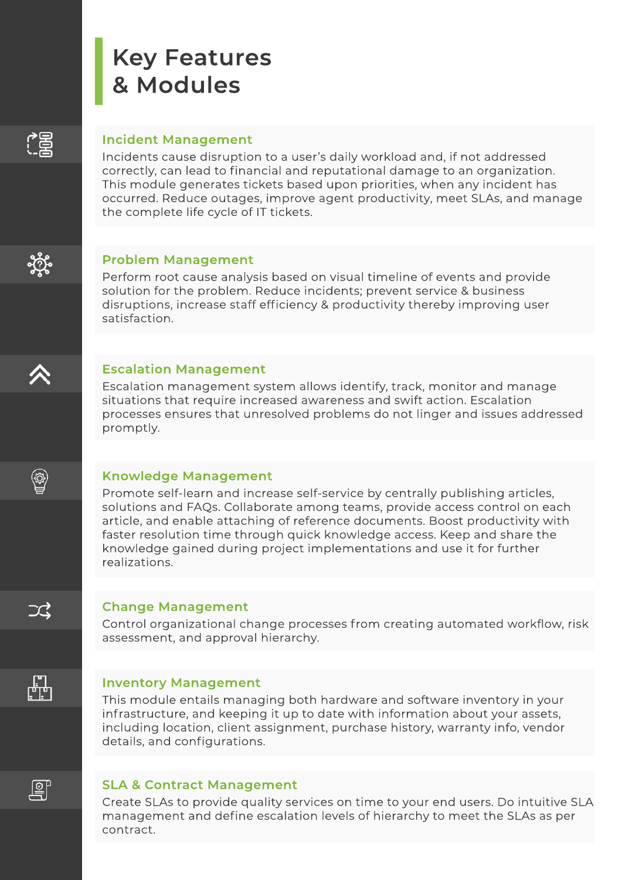# Key Features & Modules

## Incident Management

Incidents cause disruption to a user's daily workload and, if not addressed correctly, can lead to financial and reputational damage to an organization. This module generates tickets based upon priorities, when any incident has occurred. Reduce outages, improve agent productivity, meet SLAs, and manage the complete life cycle of IT tickets.

## Problem Management

Perform root cause analysis based on visual timeline of events and provide solution for the problem. Reduce incidents; prevent service & business disruptions, increase staff efficiency & productivity thereby improving user satisfaction.

## Escalation Management

Escalation management system allows identify, track, monitor and manage situations that require increased awareness and swift action. Escalation processes ensures that unresolved problems do not linger and issues addressed promptly.

## Knowledge Management

Promote self-learn and increase self-service by centrally publishing articles, solutions and FAQs. Collaborate among teams, provide access control on each article, and enable attaching of reference documents. Boost productivity with faster resolution time through quick knowledge access. Keep and share the knowledge gained during project implementations and use it for further realizations.

## Change Management

Control organizational change processes from creating automated workflow, risk assessment, and approval hierarchy.

## Inventory Management

This module entails managing both hardware and software inventory in your infrastructure, and keeping it up to date with information about your assets, including location, client assignment, purchase history, warranty info, vendor details, and configurations.

## SLA & Contract Management

Create SLAs to provide quality services on time to your end users. Do intuitive SLA management and define escalation levels of hierarchy to meet the SLAs as per contract.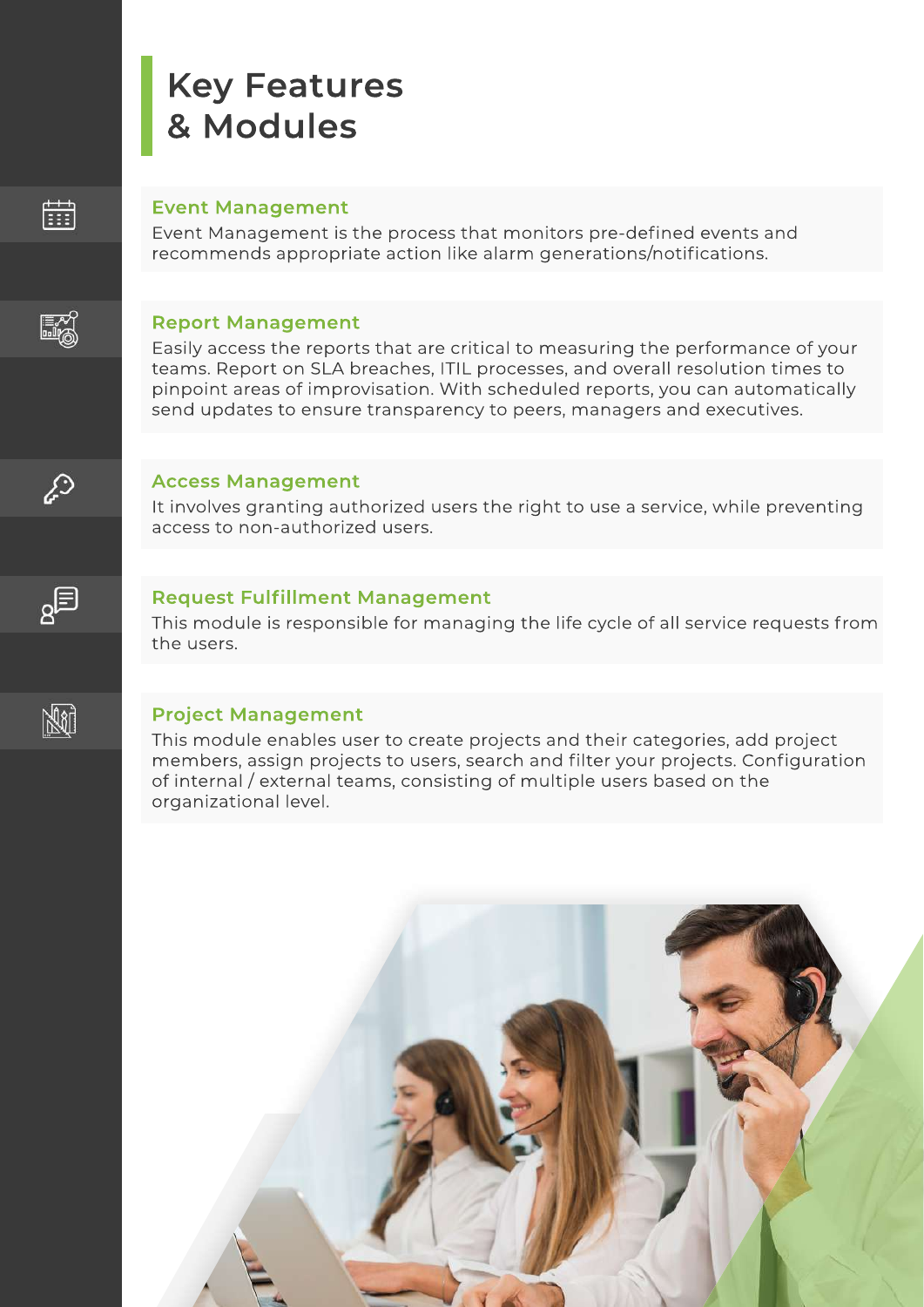# Key Features & Modules

### Event Management

Event Management is the process that monitors pre-defined events and recommends appropriate action like alarm generations/notifications.

### Report Management

Easily access the reports that are critical to measuring the performance of your teams. Report on SLA breaches, ITIL processes, and overall resolution times to pinpoint areas of improvisation. With scheduled reports, you can automatically send updates to ensure transparency to peers, managers and executives.

### Access Management

It involves granting authorized users the right to use a service, while preventing access to non-authorized users.

### Request Fulfillment Management

This module is responsible for managing the life cycle of all service requests from the users.

### Project Management

This module enables user to create projects and their categories, add project members, assign projects to users, search and filter your projects. Configuration of internal / external teams, consisting of multiple users based on the organizational level.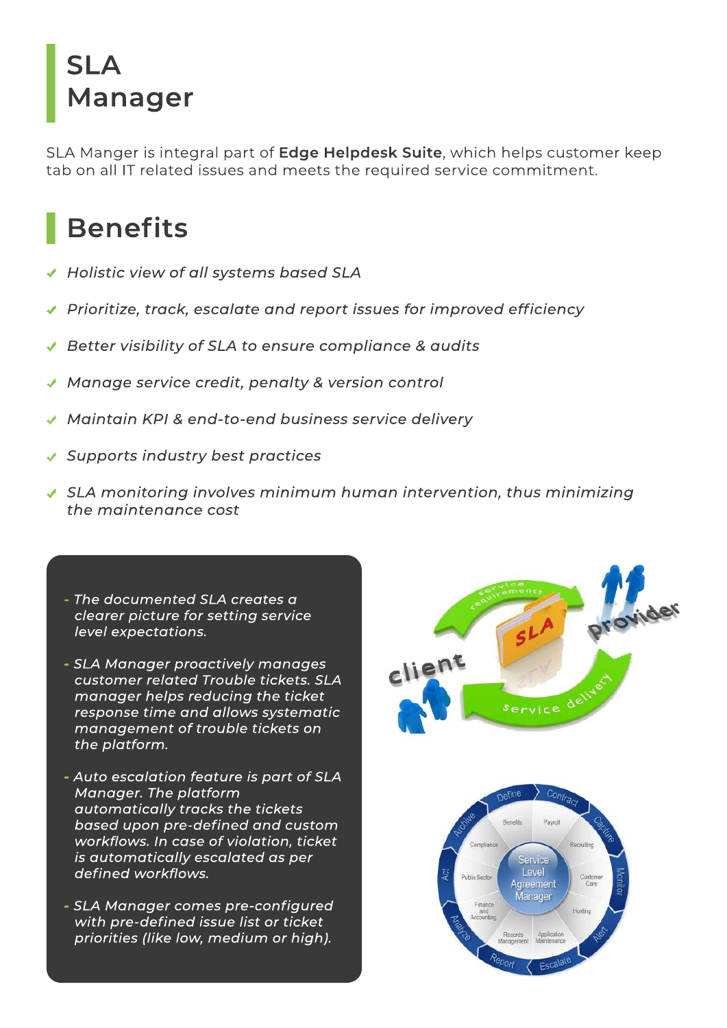# SLA Manager

SLA Manger is integral part of **Edge Helpdesk Suite**, which helps customer keep tab on all IT related issues and meets the required service commitment.

## Benefits

- *Holistic view of all systems based SLA*
- *Prioritize, track, escalate and report issues for improved efficiency*
- *Better visibility of SLA to ensure compliance & audits*
- *Manage service credit, penalty & version control*
- *Maintain KPI & end-to-end business service delivery*
- *Supports industry best practices*
- *SLA monitoring involves minimum human intervention, thus minimizing the maintenance cost*

- *The documented SLA creates a clearer picture for setting service level expectations.*
- *SLA Manager proactively manages customer related Trouble tickets. SLA manager helps reducing the ticket response time and allows systematic management of trouble tickets on the platform.*
- *Auto escalation feature is part of SLA Manager. The platform automatically tracks the tickets based upon pre-defined and custom workflows. In case of violation, ticket is automatically escalated as per defined workflows.*
- *SLA Manager comes pre-configured with pre-defined issue list or ticket priorities (like low, medium or high).*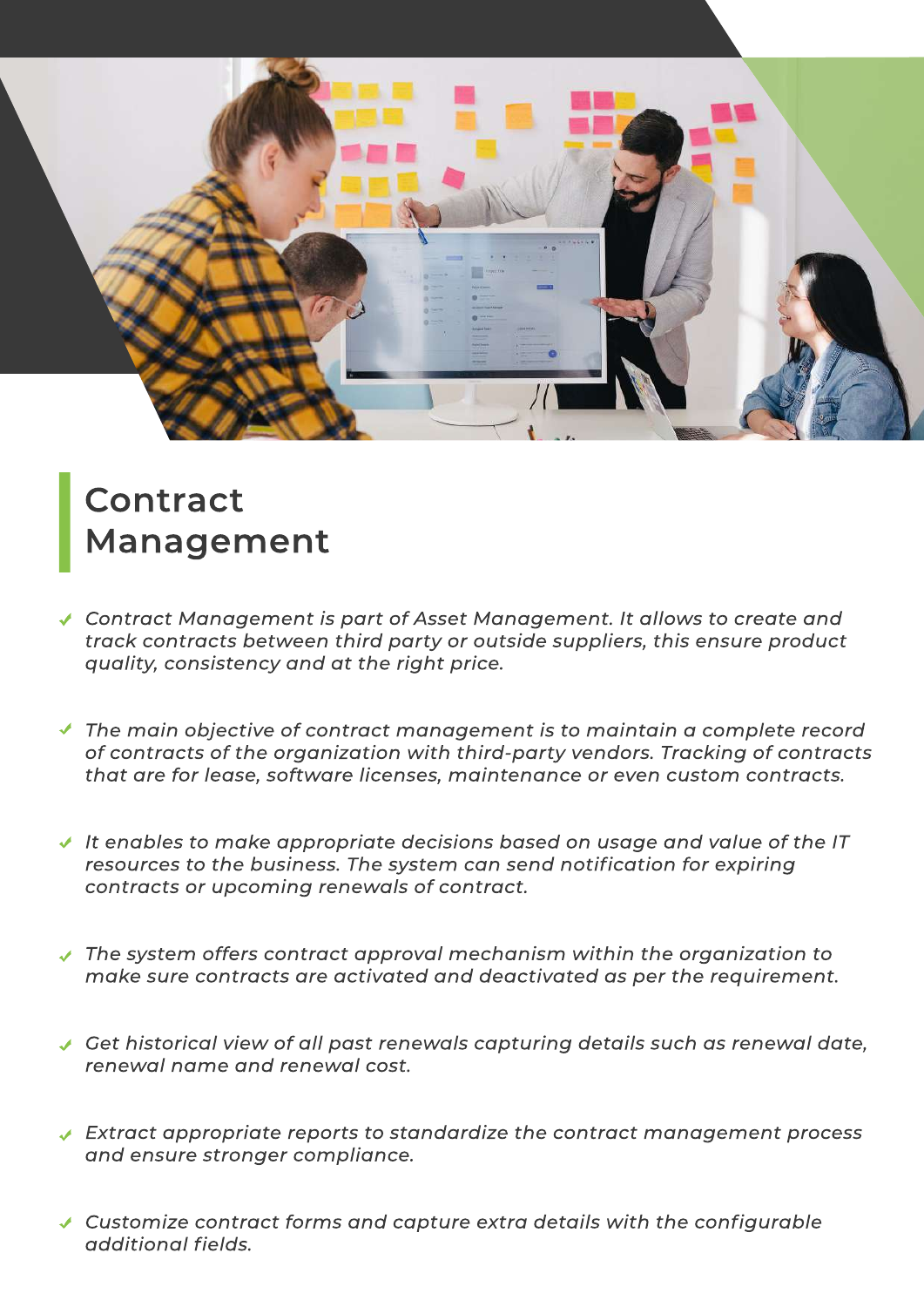## Contract Management

- *Contract Management is part of Asset Management. It allows to create and track contracts between third party or outside suppliers, this ensure product quality, consistency and at the right price.*

- *The main objective of contract management is to maintain a complete record of contracts of the organization with third-party vendors. Tracking of contracts that are for lease, software licenses, maintenance or even custom contracts.*

- *It enables to make appropriate decisions based on usage and value of the IT resources to the business. The system can send notification for expiring contracts or upcoming renewals of contract.*

- *The system offers contract approval mechanism within the organization to make sure contracts are activated and deactivated as per the requirement.*

- *Get historical view of all past renewals capturing details such as renewal date, renewal name and renewal cost.*

- *Extract appropriate reports to standardize the contract management process and ensure stronger compliance.*

- *Customize contract forms and capture extra details with the configurable additional fields.*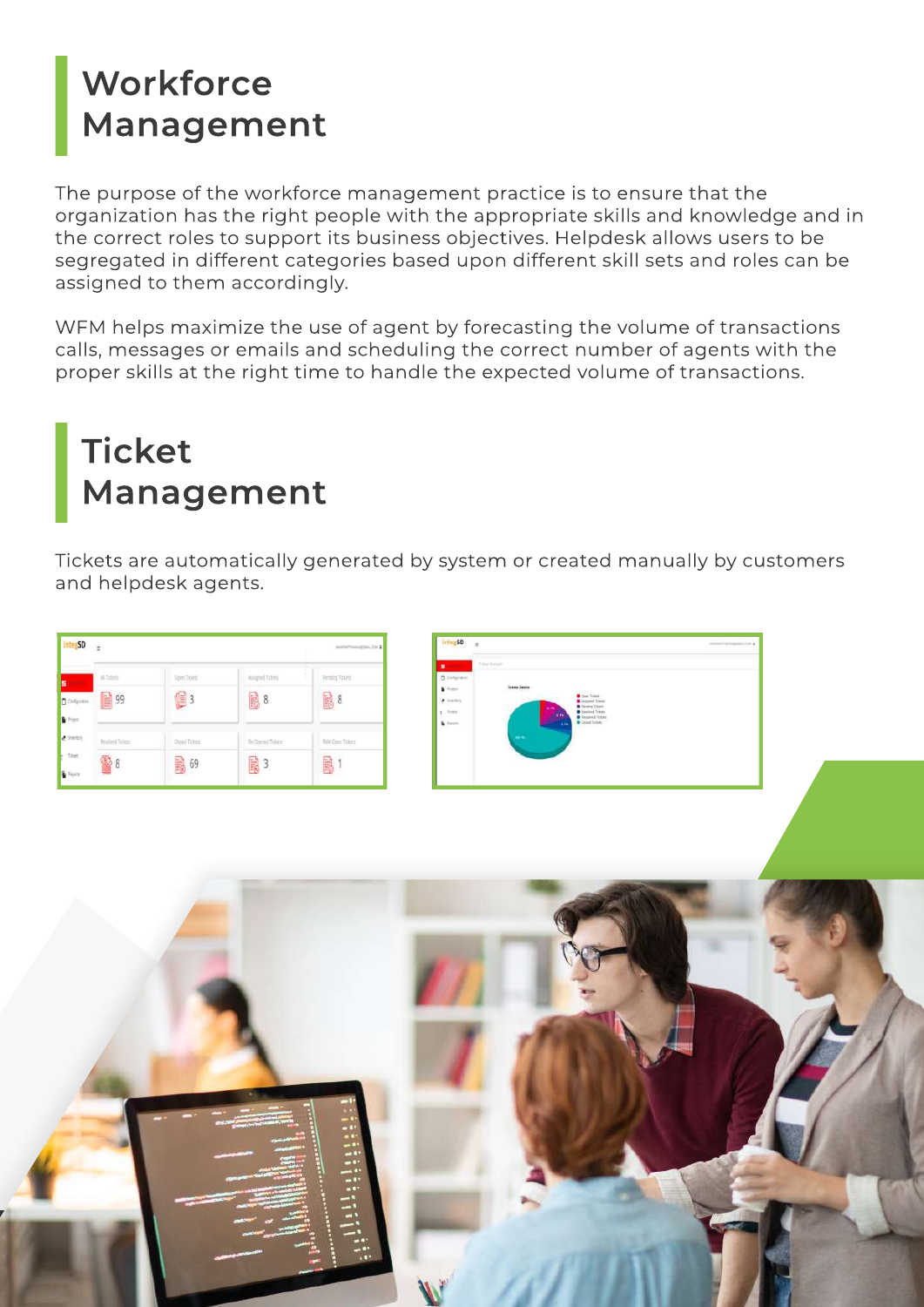# Workforce Management

The purpose of the workforce management practice is to ensure that the organization has the right people with the appropriate skills and knowledge and in the correct roles to support its business objectives. Helpdesk allows users to be segregated in different categories based upon different skill sets and roles can be assigned to them accordingly.

WFM helps maximize the use of agent by forecasting the volume of transactions calls, messages or emails and scheduling the correct number of agents with the proper skills at the right time to handle the expected volume of transactions.

# Ticket Management

Tickets are automatically generated by system or created manually by customers and helpdesk agents.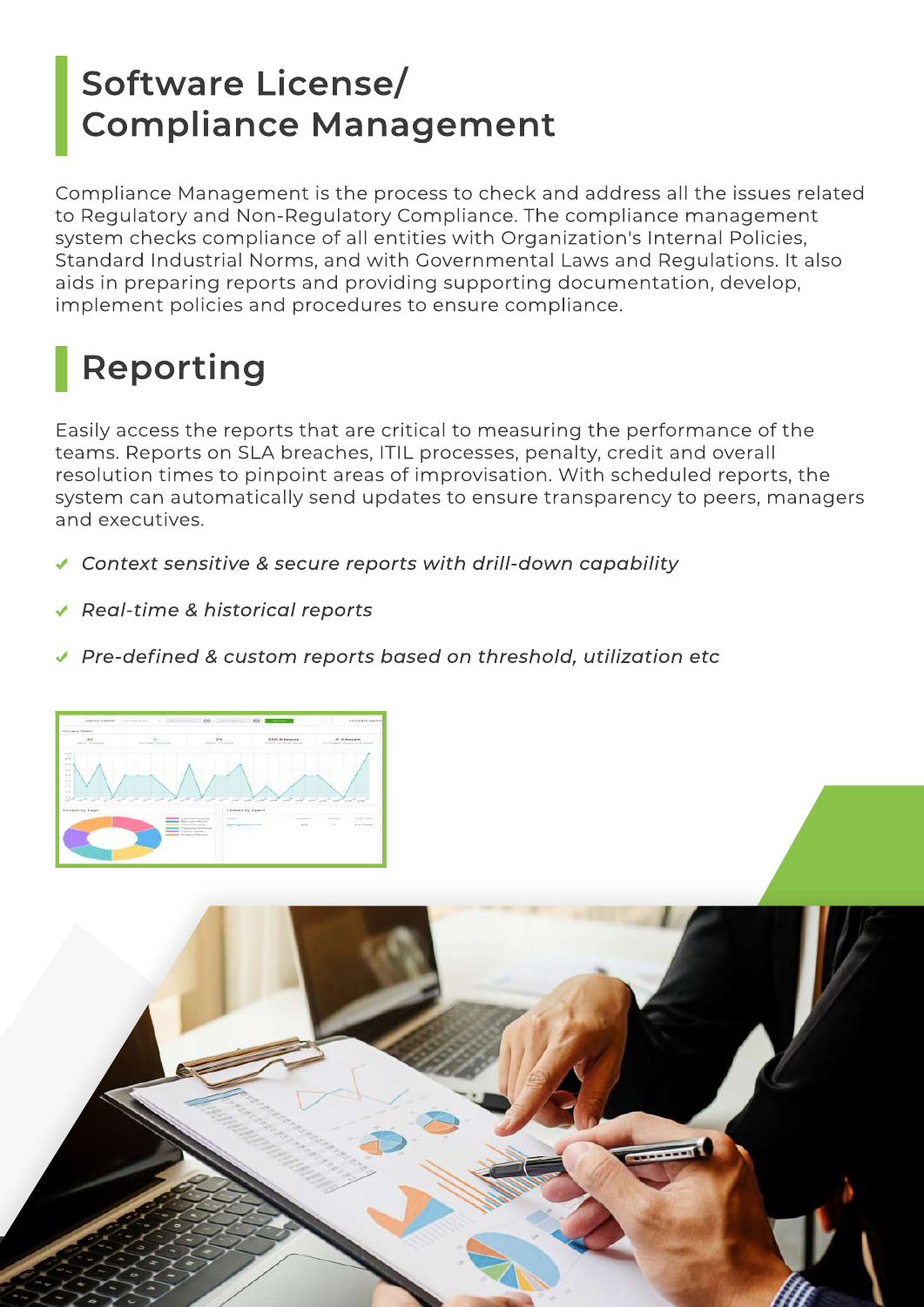## Software License/ Compliance Management

Compliance Management is the process to check and address all the issues related to Regulatory and Non-Regulatory Compliance. The compliance management system checks compliance of all entities with Organization's Internal Policies, Standard Industrial Norms, and with Governmental Laws and Regulations. It also aids in preparing reports and providing supporting documentation, develop, implement policies and procedures to ensure compliance.

## Reporting

Easily access the reports that are critical to measuring the performance of the teams. Reports on SLA breaches, ITIL processes, penalty, credit and overall resolution times to pinpoint areas of improvisation. With scheduled reports, the system can automatically send updates to ensure transparency to peers, managers and executives.

- *Context sensitive & secure reports with drill-down capability*
- *Real-time & historical reports*
- *Pre-defined & custom reports based on threshold, utilization etc*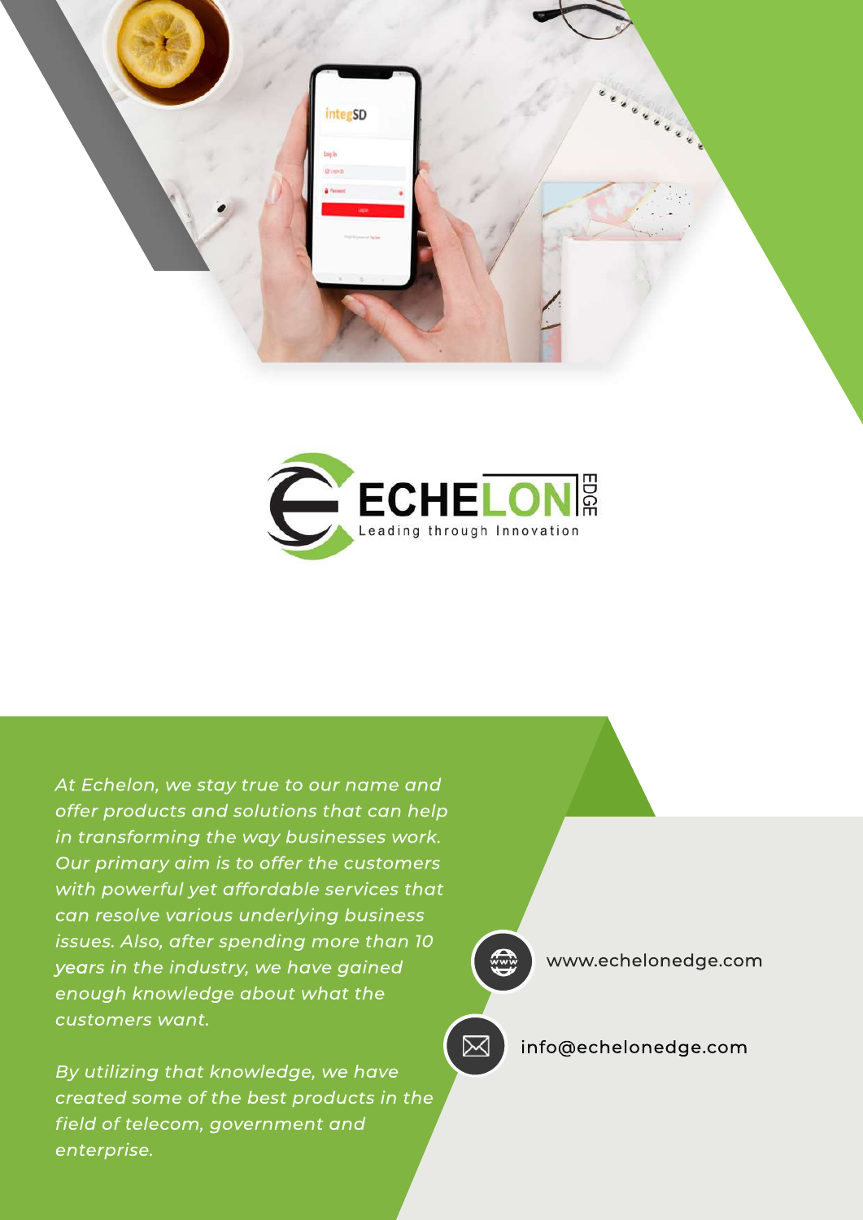ECHELON EDGE

Leading through Innovation

*At Echelon, we stay true to our name and offer products and solutions that can help in transforming the way businesses work. Our primary aim is to offer the customers with powerful yet affordable services that can resolve various underlying business issues. Also, after spending more than 10 years in the industry, we have gained enough knowledge about what the customers want.*

*By utilizing that knowledge, we have created some of the best products in the field of telecom, government and enterprise.*

www.echelonedge.com

info@echelonedge.com